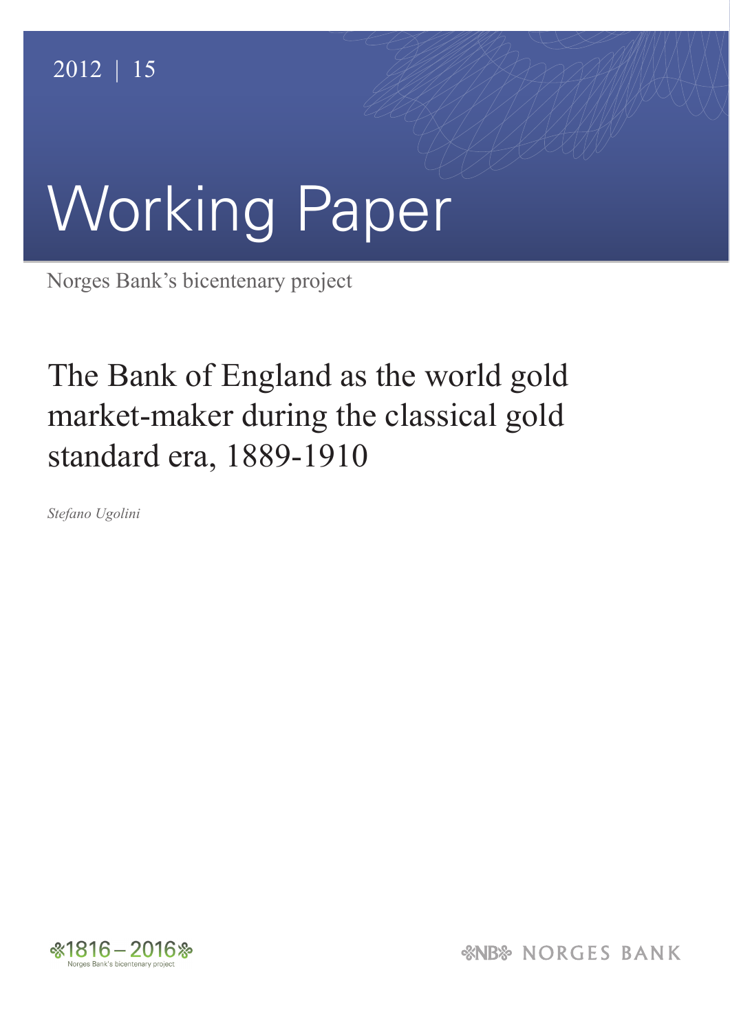2012 | 15

# Working Paper

Norges Bank's bicentenary project

## The Bank of England as the world gold market-maker during the classical gold standard era, 1889-1910

*Stefano Ugolini*

1816 – 2016
Norges Bank's bicentenary project

NB NORGES BANK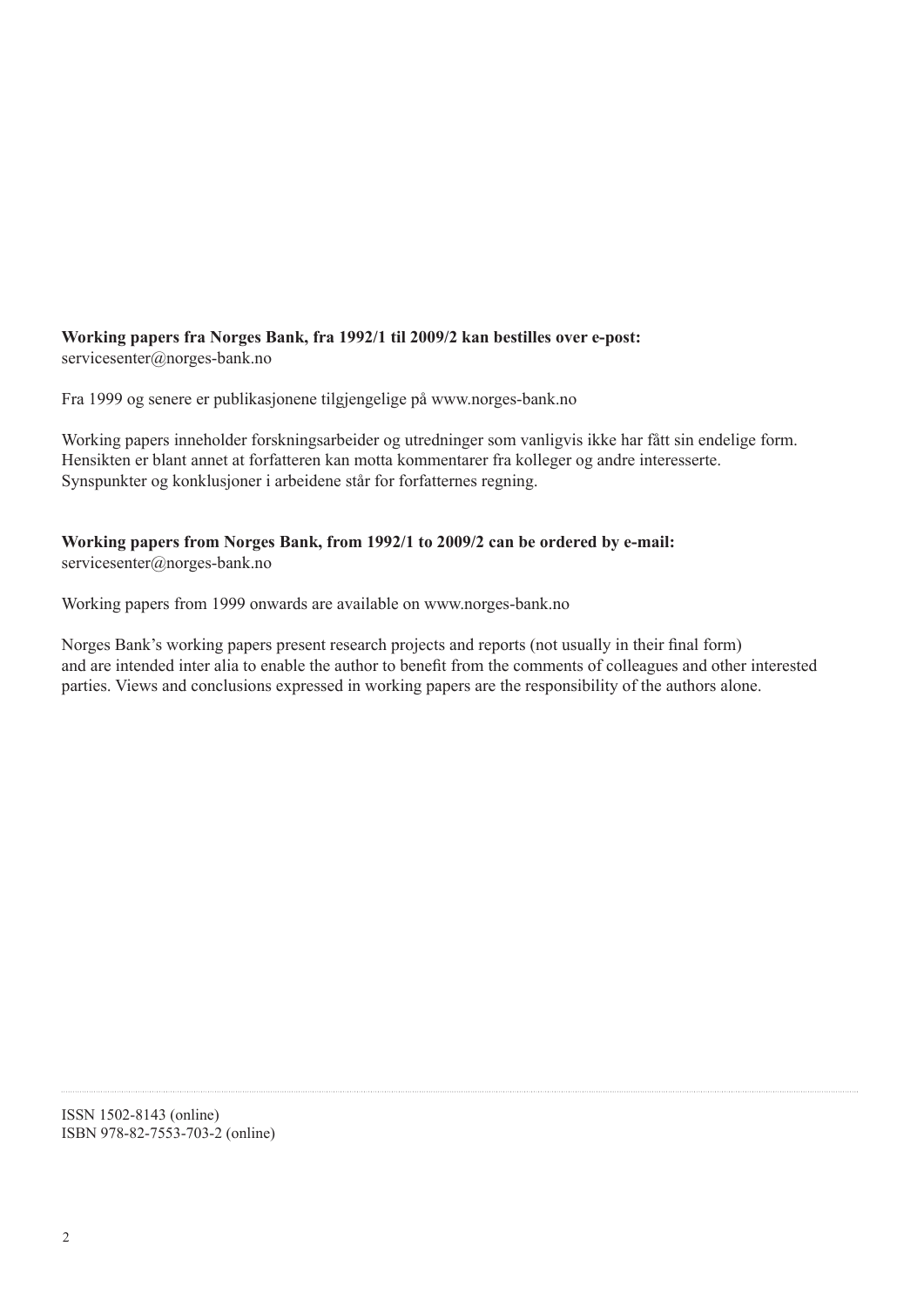**Working papers fra Norges Bank, fra 1992/1 til 2009/2 kan bestilles over e-post:**
servicesenter@norges-bank.no

Fra 1999 og senere er publikasjonene tilgjengelige på www.norges-bank.no

Working papers inneholder forskningsarbeider og utredninger som vanligvis ikke har fått sin endelige form.
Hensikten er blant annet at forfatteren kan motta kommentarer fra kolleger og andre interesserte.
Synspunkter og konklusjoner i arbeidene står for forfatternes regning.

**Working papers from Norges Bank, from 1992/1 to 2009/2 can be ordered by e-mail:**
servicesenter@norges-bank.no

Working papers from 1999 onwards are available on www.norges-bank.no

Norges Bank's working papers present research projects and reports (not usually in their final form)
and are intended inter alia to enable the author to benefit from the comments of colleagues and other interested parties. Views and conclusions expressed in working papers are the responsibility of the authors alone.

ISSN 1502-8143 (online)
ISBN 978-82-7553-703-2 (online)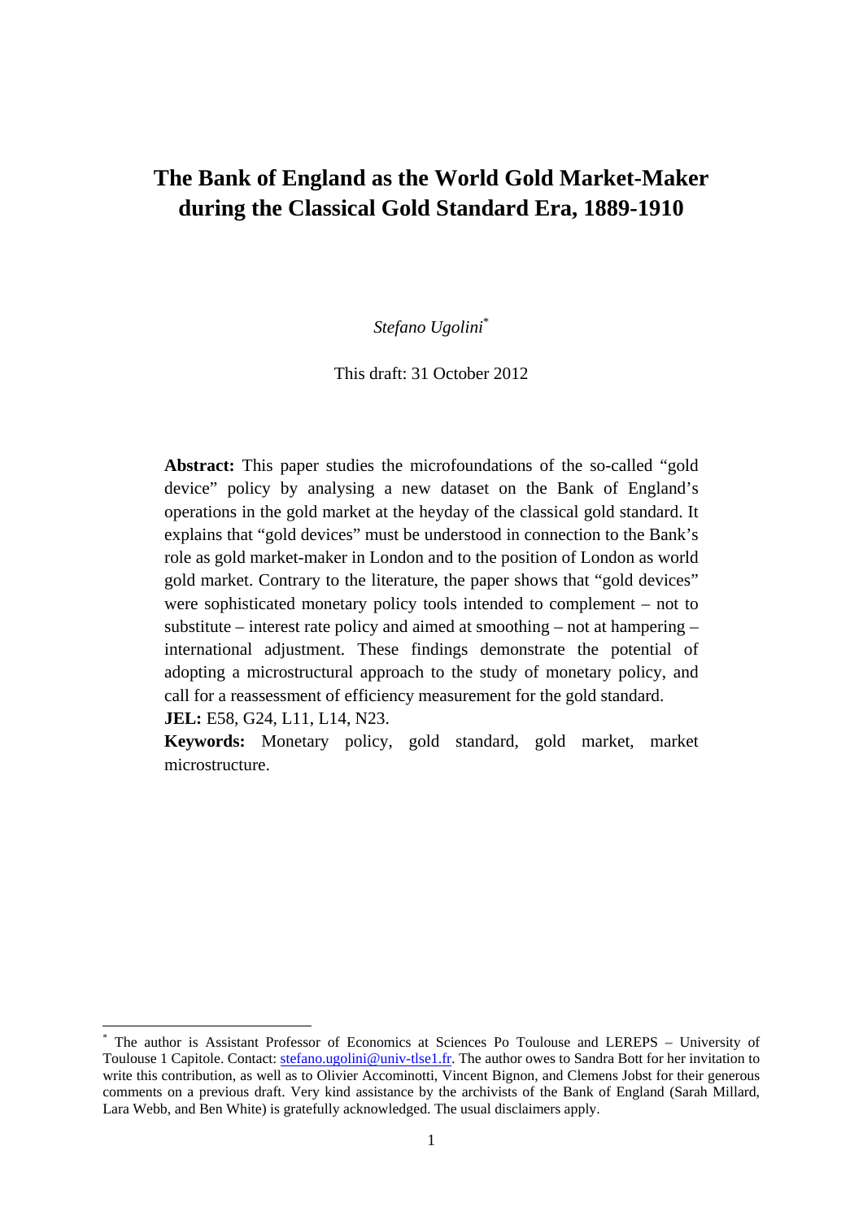# The Bank of England as the World Gold Market-Maker during the Classical Gold Standard Era, 1889-1910

*Stefano Ugolini*[*]

This draft: 31 October 2012

**Abstract:** This paper studies the microfoundations of the so-called "gold device" policy by analysing a new dataset on the Bank of England's operations in the gold market at the heyday of the classical gold standard. It explains that "gold devices" must be understood in connection to the Bank's role as gold market-maker in London and to the position of London as world gold market. Contrary to the literature, the paper shows that "gold devices" were sophisticated monetary policy tools intended to complement – not to substitute – interest rate policy and aimed at smoothing – not at hampering – international adjustment. These findings demonstrate the potential of adopting a microstructural approach to the study of monetary policy, and call for a reassessment of efficiency measurement for the gold standard.

**JEL:** E58, G24, L11, L14, N23.

**Keywords:** Monetary policy, gold standard, gold market, market microstructure.

---

[*] The author is Assistant Professor of Economics at Sciences Po Toulouse and LEREPS – University of Toulouse 1 Capitole. Contact: stefano.ugolini@univ-tlse1.fr. The author owes to Sandra Bott for her invitation to write this contribution, as well as to Olivier Accominotti, Vincent Bignon, and Clemens Jobst for their generous comments on a previous draft. Very kind assistance by the archivists of the Bank of England (Sarah Millard, Lara Webb, and Ben White) is gratefully acknowledged. The usual disclaimers apply.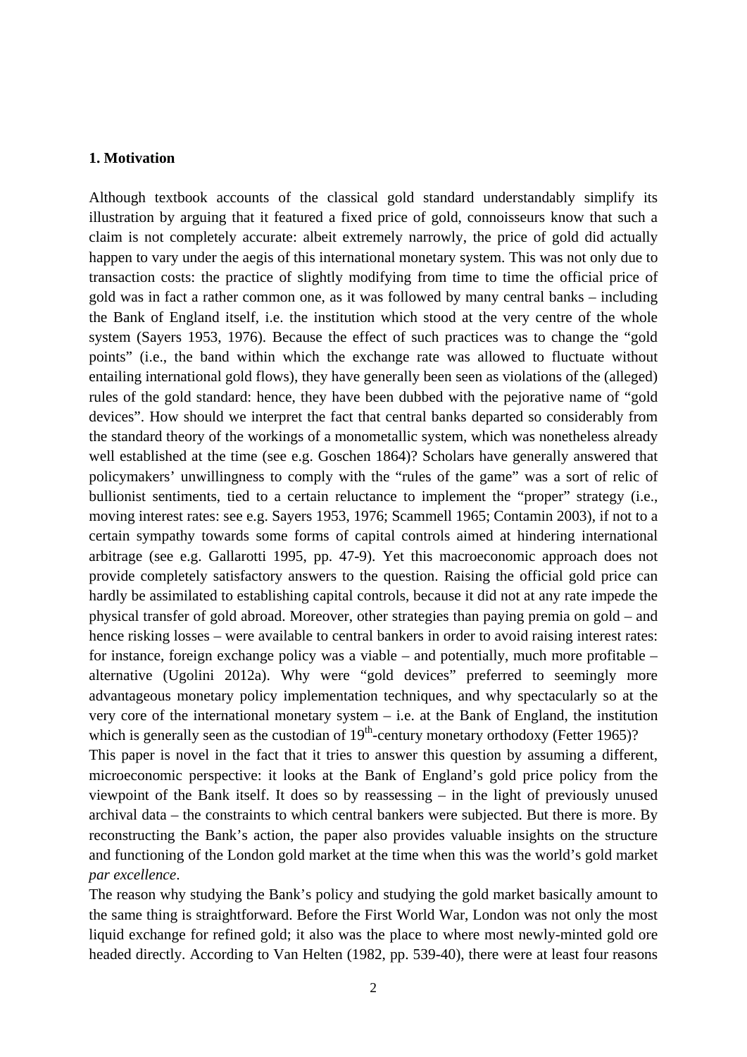## 1. Motivation

Although textbook accounts of the classical gold standard understandably simplify its illustration by arguing that it featured a fixed price of gold, connoisseurs know that such a claim is not completely accurate: albeit extremely narrowly, the price of gold did actually happen to vary under the aegis of this international monetary system. This was not only due to transaction costs: the practice of slightly modifying from time to time the official price of gold was in fact a rather common one, as it was followed by many central banks – including the Bank of England itself, i.e. the institution which stood at the very centre of the whole system (Sayers 1953, 1976). Because the effect of such practices was to change the "gold points" (i.e., the band within which the exchange rate was allowed to fluctuate without entailing international gold flows), they have generally been seen as violations of the (alleged) rules of the gold standard: hence, they have been dubbed with the pejorative name of "gold devices". How should we interpret the fact that central banks departed so considerably from the standard theory of the workings of a monometallic system, which was nonetheless already well established at the time (see e.g. Goschen 1864)? Scholars have generally answered that policymakers' unwillingness to comply with the "rules of the game" was a sort of relic of bullionist sentiments, tied to a certain reluctance to implement the "proper" strategy (i.e., moving interest rates: see e.g. Sayers 1953, 1976; Scammell 1965; Contamin 2003), if not to a certain sympathy towards some forms of capital controls aimed at hindering international arbitrage (see e.g. Gallarotti 1995, pp. 47-9). Yet this macroeconomic approach does not provide completely satisfactory answers to the question. Raising the official gold price can hardly be assimilated to establishing capital controls, because it did not at any rate impede the physical transfer of gold abroad. Moreover, other strategies than paying premia on gold – and hence risking losses – were available to central bankers in order to avoid raising interest rates: for instance, foreign exchange policy was a viable – and potentially, much more profitable – alternative (Ugolini 2012a). Why were "gold devices" preferred to seemingly more advantageous monetary policy implementation techniques, and why spectacularly so at the very core of the international monetary system – i.e. at the Bank of England, the institution which is generally seen as the custodian of 19th-century monetary orthodoxy (Fetter 1965)?

This paper is novel in the fact that it tries to answer this question by assuming a different, microeconomic perspective: it looks at the Bank of England's gold price policy from the viewpoint of the Bank itself. It does so by reassessing – in the light of previously unused archival data – the constraints to which central bankers were subjected. But there is more. By reconstructing the Bank's action, the paper also provides valuable insights on the structure and functioning of the London gold market at the time when this was the world's gold market *par excellence*.

The reason why studying the Bank's policy and studying the gold market basically amount to the same thing is straightforward. Before the First World War, London was not only the most liquid exchange for refined gold; it also was the place to where most newly-minted gold ore headed directly. According to Van Helten (1982, pp. 539-40), there were at least four reasons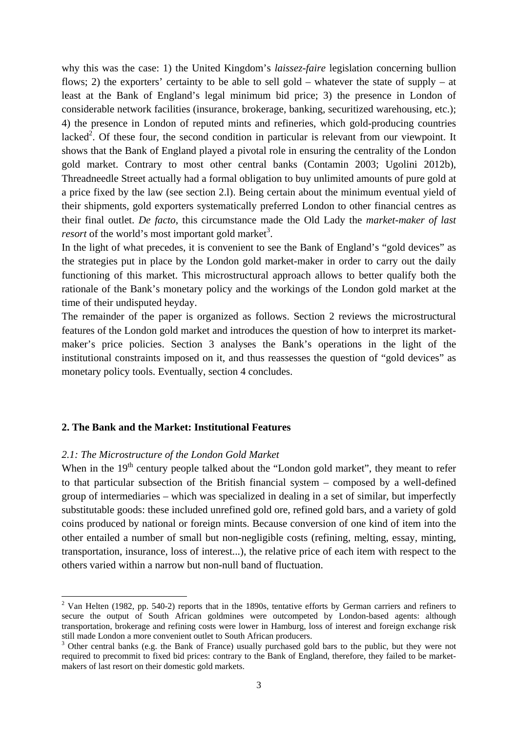why this was the case: 1) the United Kingdom's *laissez-faire* legislation concerning bullion flows; 2) the exporters' certainty to be able to sell gold – whatever the state of supply – at least at the Bank of England's legal minimum bid price; 3) the presence in London of considerable network facilities (insurance, brokerage, banking, securitized warehousing, etc.); 4) the presence in London of reputed mints and refineries, which gold-producing countries lacked[2]. Of these four, the second condition in particular is relevant from our viewpoint. It shows that the Bank of England played a pivotal role in ensuring the centrality of the London gold market. Contrary to most other central banks (Contamin 2003; Ugolini 2012b), Threadneedle Street actually had a formal obligation to buy unlimited amounts of pure gold at a price fixed by the law (see section 2.l). Being certain about the minimum eventual yield of their shipments, gold exporters systematically preferred London to other financial centres as their final outlet. *De facto*, this circumstance made the Old Lady the *market-maker of last resort* of the world's most important gold market[3].

In the light of what precedes, it is convenient to see the Bank of England's "gold devices" as the strategies put in place by the London gold market-maker in order to carry out the daily functioning of this market. This microstructural approach allows to better qualify both the rationale of the Bank's monetary policy and the workings of the London gold market at the time of their undisputed heyday.

The remainder of the paper is organized as follows. Section 2 reviews the microstructural features of the London gold market and introduces the question of how to interpret its market-maker's price policies. Section 3 analyses the Bank's operations in the light of the institutional constraints imposed on it, and thus reassesses the question of "gold devices" as monetary policy tools. Eventually, section 4 concludes.

## 2. The Bank and the Market: Institutional Features

### *2.1: The Microstructure of the London Gold Market*

When in the 19th century people talked about the "London gold market", they meant to refer to that particular subsection of the British financial system – composed by a well-defined group of intermediaries – which was specialized in dealing in a set of similar, but imperfectly substitutable goods: these included unrefined gold ore, refined gold bars, and a variety of gold coins produced by national or foreign mints. Because conversion of one kind of item into the other entailed a number of small but non-negligible costs (refining, melting, essay, minting, transportation, insurance, loss of interest...), the relative price of each item with respect to the others varied within a narrow but non-null band of fluctuation.

---

[2] Van Helten (1982, pp. 540-2) reports that in the 1890s, tentative efforts by German carriers and refiners to secure the output of South African goldmines were outcompeted by London-based agents: although transportation, brokerage and refining costs were lower in Hamburg, loss of interest and foreign exchange risk still made London a more convenient outlet to South African producers.

[3] Other central banks (e.g. the Bank of France) usually purchased gold bars to the public, but they were not required to precommit to fixed bid prices: contrary to the Bank of England, therefore, they failed to be market-makers of last resort on their domestic gold markets.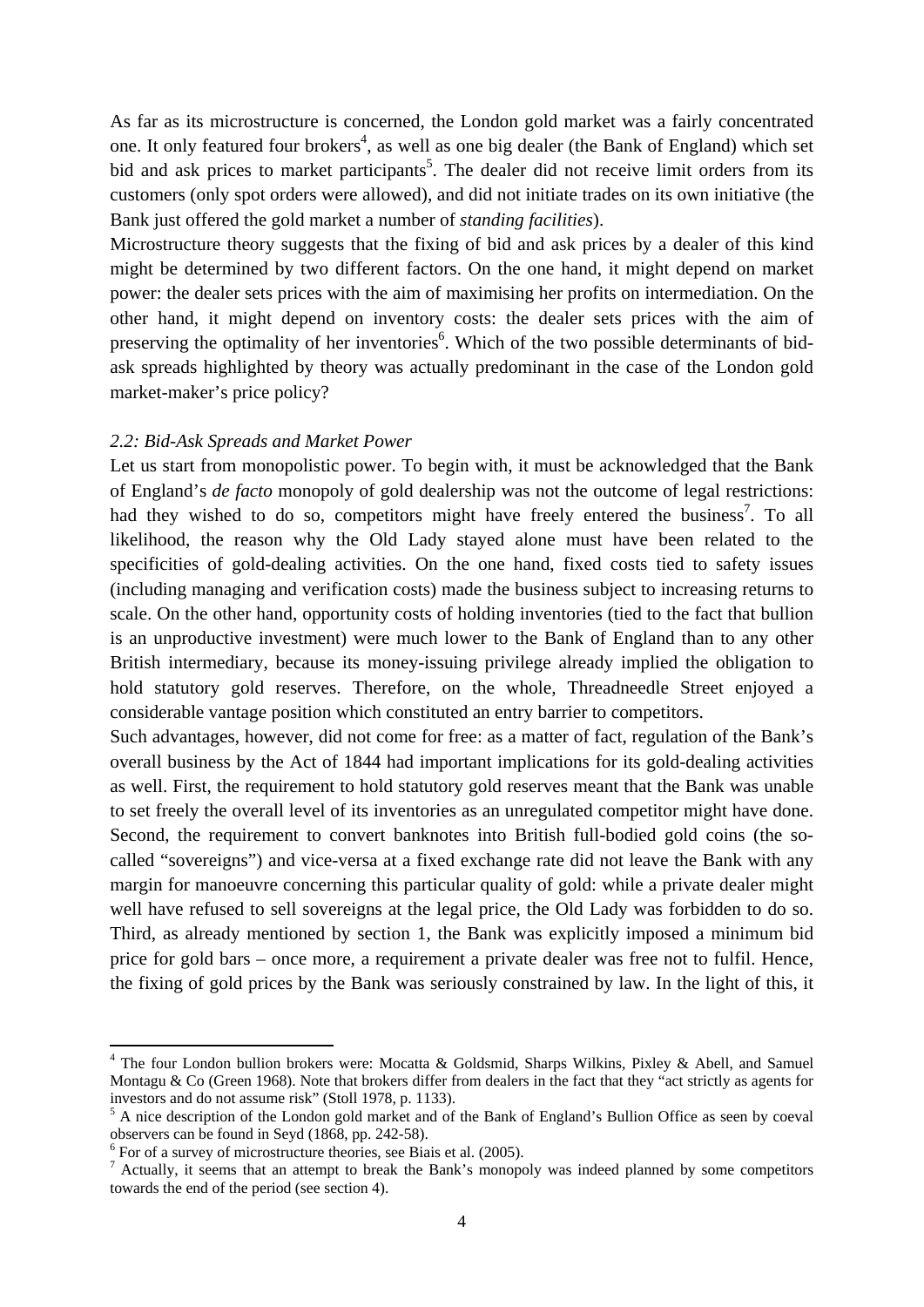As far as its microstructure is concerned, the London gold market was a fairly concentrated one. It only featured four brokers[4], as well as one big dealer (the Bank of England) which set bid and ask prices to market participants[5]. The dealer did not receive limit orders from its customers (only spot orders were allowed), and did not initiate trades on its own initiative (the Bank just offered the gold market a number of *standing facilities*).

Microstructure theory suggests that the fixing of bid and ask prices by a dealer of this kind might be determined by two different factors. On the one hand, it might depend on market power: the dealer sets prices with the aim of maximising her profits on intermediation. On the other hand, it might depend on inventory costs: the dealer sets prices with the aim of preserving the optimality of her inventories[6]. Which of the two possible determinants of bid-ask spreads highlighted by theory was actually predominant in the case of the London gold market-maker's price policy?

### *2.2: Bid-Ask Spreads and Market Power*

Let us start from monopolistic power. To begin with, it must be acknowledged that the Bank of England's *de facto* monopoly of gold dealership was not the outcome of legal restrictions: had they wished to do so, competitors might have freely entered the business[7]. To all likelihood, the reason why the Old Lady stayed alone must have been related to the specificities of gold-dealing activities. On the one hand, fixed costs tied to safety issues (including managing and verification costs) made the business subject to increasing returns to scale. On the other hand, opportunity costs of holding inventories (tied to the fact that bullion is an unproductive investment) were much lower to the Bank of England than to any other British intermediary, because its money-issuing privilege already implied the obligation to hold statutory gold reserves. Therefore, on the whole, Threadneedle Street enjoyed a considerable vantage position which constituted an entry barrier to competitors.

Such advantages, however, did not come for free: as a matter of fact, regulation of the Bank's overall business by the Act of 1844 had important implications for its gold-dealing activities as well. First, the requirement to hold statutory gold reserves meant that the Bank was unable to set freely the overall level of its inventories as an unregulated competitor might have done. Second, the requirement to convert banknotes into British full-bodied gold coins (the so-called "sovereigns") and vice-versa at a fixed exchange rate did not leave the Bank with any margin for manoeuvre concerning this particular quality of gold: while a private dealer might well have refused to sell sovereigns at the legal price, the Old Lady was forbidden to do so. Third, as already mentioned by section 1, the Bank was explicitly imposed a minimum bid price for gold bars – once more, a requirement a private dealer was free not to fulfil. Hence, the fixing of gold prices by the Bank was seriously constrained by law. In the light of this, it

---

[4] The four London bullion brokers were: Mocatta & Goldsmid, Sharps Wilkins, Pixley & Abell, and Samuel Montagu & Co (Green 1968). Note that brokers differ from dealers in the fact that they "act strictly as agents for investors and do not assume risk" (Stoll 1978, p. 1133).

[5] A nice description of the London gold market and of the Bank of England's Bullion Office as seen by coeval observers can be found in Seyd (1868, pp. 242-58).

[6] For of a survey of microstructure theories, see Biais et al. (2005).

[7] Actually, it seems that an attempt to break the Bank's monopoly was indeed planned by some competitors towards the end of the period (see section 4).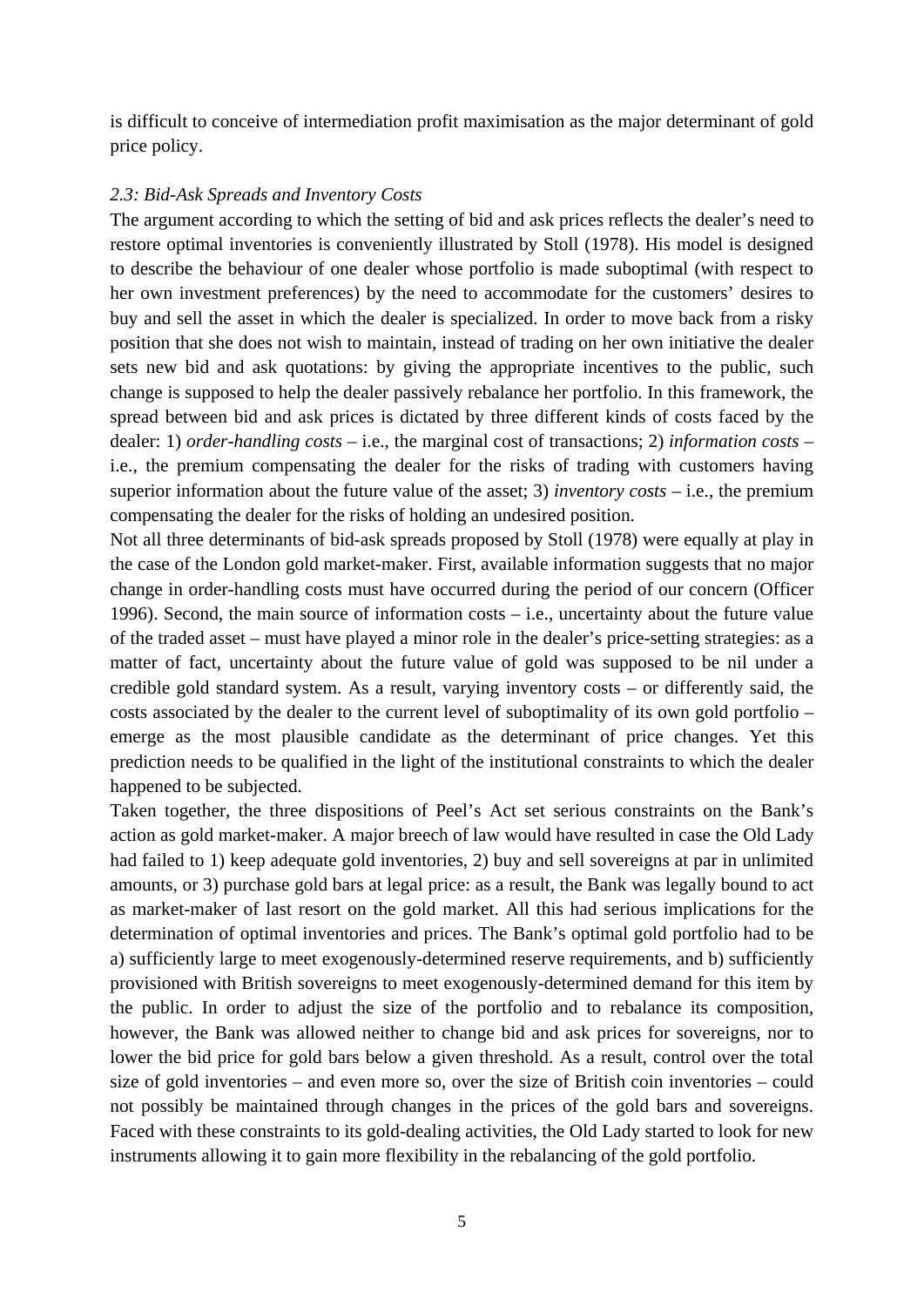is difficult to conceive of intermediation profit maximisation as the major determinant of gold price policy.

*2.3: Bid-Ask Spreads and Inventory Costs*

The argument according to which the setting of bid and ask prices reflects the dealer's need to restore optimal inventories is conveniently illustrated by Stoll (1978). His model is designed to describe the behaviour of one dealer whose portfolio is made suboptimal (with respect to her own investment preferences) by the need to accommodate for the customers' desires to buy and sell the asset in which the dealer is specialized. In order to move back from a risky position that she does not wish to maintain, instead of trading on her own initiative the dealer sets new bid and ask quotations: by giving the appropriate incentives to the public, such change is supposed to help the dealer passively rebalance her portfolio. In this framework, the spread between bid and ask prices is dictated by three different kinds of costs faced by the dealer: 1) *order-handling costs* – i.e., the marginal cost of transactions; 2) *information costs* – i.e., the premium compensating the dealer for the risks of trading with customers having superior information about the future value of the asset; 3) *inventory costs* – i.e., the premium compensating the dealer for the risks of holding an undesired position.

Not all three determinants of bid-ask spreads proposed by Stoll (1978) were equally at play in the case of the London gold market-maker. First, available information suggests that no major change in order-handling costs must have occurred during the period of our concern (Officer 1996). Second, the main source of information costs – i.e., uncertainty about the future value of the traded asset – must have played a minor role in the dealer's price-setting strategies: as a matter of fact, uncertainty about the future value of gold was supposed to be nil under a credible gold standard system. As a result, varying inventory costs – or differently said, the costs associated by the dealer to the current level of suboptimality of its own gold portfolio – emerge as the most plausible candidate as the determinant of price changes. Yet this prediction needs to be qualified in the light of the institutional constraints to which the dealer happened to be subjected.

Taken together, the three dispositions of Peel's Act set serious constraints on the Bank's action as gold market-maker. A major breech of law would have resulted in case the Old Lady had failed to 1) keep adequate gold inventories, 2) buy and sell sovereigns at par in unlimited amounts, or 3) purchase gold bars at legal price: as a result, the Bank was legally bound to act as market-maker of last resort on the gold market. All this had serious implications for the determination of optimal inventories and prices. The Bank's optimal gold portfolio had to be a) sufficiently large to meet exogenously-determined reserve requirements, and b) sufficiently provisioned with British sovereigns to meet exogenously-determined demand for this item by the public. In order to adjust the size of the portfolio and to rebalance its composition, however, the Bank was allowed neither to change bid and ask prices for sovereigns, nor to lower the bid price for gold bars below a given threshold. As a result, control over the total size of gold inventories – and even more so, over the size of British coin inventories – could not possibly be maintained through changes in the prices of the gold bars and sovereigns. Faced with these constraints to its gold-dealing activities, the Old Lady started to look for new instruments allowing it to gain more flexibility in the rebalancing of the gold portfolio.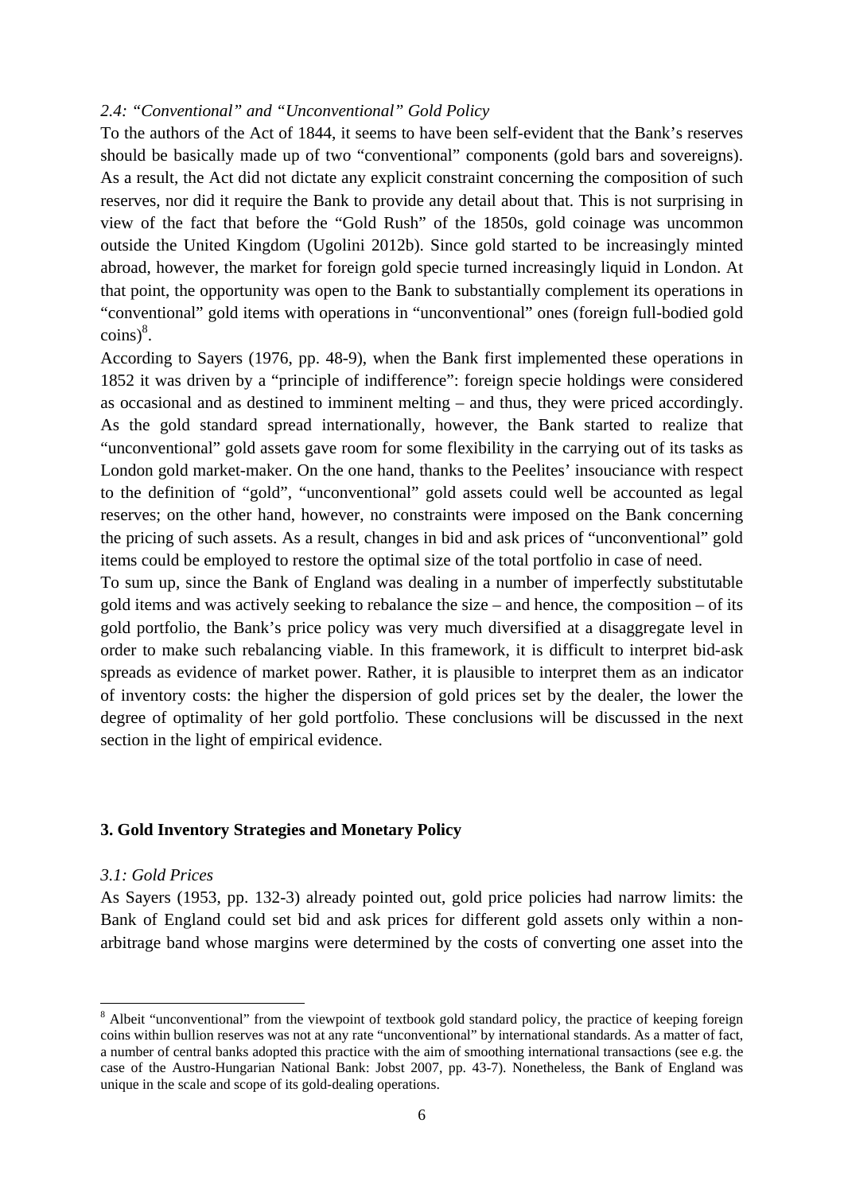*2.4: "Conventional" and "Unconventional" Gold Policy*

To the authors of the Act of 1844, it seems to have been self-evident that the Bank's reserves should be basically made up of two "conventional" components (gold bars and sovereigns). As a result, the Act did not dictate any explicit constraint concerning the composition of such reserves, nor did it require the Bank to provide any detail about that. This is not surprising in view of the fact that before the "Gold Rush" of the 1850s, gold coinage was uncommon outside the United Kingdom (Ugolini 2012b). Since gold started to be increasingly minted abroad, however, the market for foreign gold specie turned increasingly liquid in London. At that point, the opportunity was open to the Bank to substantially complement its operations in "conventional" gold items with operations in "unconventional" ones (foreign full-bodied gold coins)[8].

According to Sayers (1976, pp. 48-9), when the Bank first implemented these operations in 1852 it was driven by a "principle of indifference": foreign specie holdings were considered as occasional and as destined to imminent melting – and thus, they were priced accordingly. As the gold standard spread internationally, however, the Bank started to realize that "unconventional" gold assets gave room for some flexibility in the carrying out of its tasks as London gold market-maker. On the one hand, thanks to the Peelites' insouciance with respect to the definition of "gold", "unconventional" gold assets could well be accounted as legal reserves; on the other hand, however, no constraints were imposed on the Bank concerning the pricing of such assets. As a result, changes in bid and ask prices of "unconventional" gold items could be employed to restore the optimal size of the total portfolio in case of need.

To sum up, since the Bank of England was dealing in a number of imperfectly substitutable gold items and was actively seeking to rebalance the size – and hence, the composition – of its gold portfolio, the Bank's price policy was very much diversified at a disaggregate level in order to make such rebalancing viable. In this framework, it is difficult to interpret bid-ask spreads as evidence of market power. Rather, it is plausible to interpret them as an indicator of inventory costs: the higher the dispersion of gold prices set by the dealer, the lower the degree of optimality of her gold portfolio. These conclusions will be discussed in the next section in the light of empirical evidence.

## 3. Gold Inventory Strategies and Monetary Policy

*3.1: Gold Prices*

As Sayers (1953, pp. 132-3) already pointed out, gold price policies had narrow limits: the Bank of England could set bid and ask prices for different gold assets only within a non-arbitrage band whose margins were determined by the costs of converting one asset into the

---

[8] Albeit "unconventional" from the viewpoint of textbook gold standard policy, the practice of keeping foreign coins within bullion reserves was not at any rate "unconventional" by international standards. As a matter of fact, a number of central banks adopted this practice with the aim of smoothing international transactions (see e.g. the case of the Austro-Hungarian National Bank: Jobst 2007, pp. 43-7). Nonetheless, the Bank of England was unique in the scale and scope of its gold-dealing operations.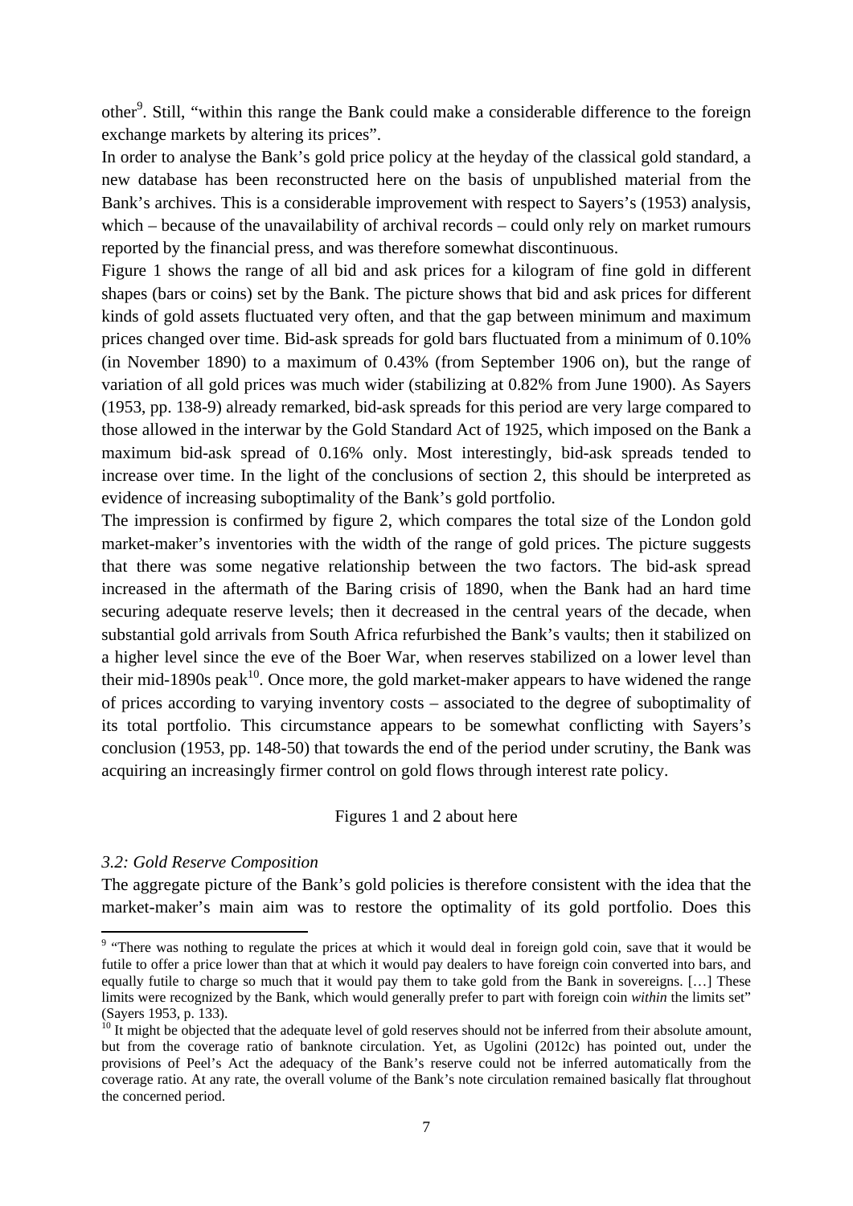other[9]. Still, "within this range the Bank could make a considerable difference to the foreign exchange markets by altering its prices".

In order to analyse the Bank's gold price policy at the heyday of the classical gold standard, a new database has been reconstructed here on the basis of unpublished material from the Bank's archives. This is a considerable improvement with respect to Sayers's (1953) analysis, which – because of the unavailability of archival records – could only rely on market rumours reported by the financial press, and was therefore somewhat discontinuous.

Figure 1 shows the range of all bid and ask prices for a kilogram of fine gold in different shapes (bars or coins) set by the Bank. The picture shows that bid and ask prices for different kinds of gold assets fluctuated very often, and that the gap between minimum and maximum prices changed over time. Bid-ask spreads for gold bars fluctuated from a minimum of 0.10% (in November 1890) to a maximum of 0.43% (from September 1906 on), but the range of variation of all gold prices was much wider (stabilizing at 0.82% from June 1900). As Sayers (1953, pp. 138-9) already remarked, bid-ask spreads for this period are very large compared to those allowed in the interwar by the Gold Standard Act of 1925, which imposed on the Bank a maximum bid-ask spread of 0.16% only. Most interestingly, bid-ask spreads tended to increase over time. In the light of the conclusions of section 2, this should be interpreted as evidence of increasing suboptimality of the Bank's gold portfolio.

The impression is confirmed by figure 2, which compares the total size of the London gold market-maker's inventories with the width of the range of gold prices. The picture suggests that there was some negative relationship between the two factors. The bid-ask spread increased in the aftermath of the Baring crisis of 1890, when the Bank had an hard time securing adequate reserve levels; then it decreased in the central years of the decade, when substantial gold arrivals from South Africa refurbished the Bank's vaults; then it stabilized on a higher level since the eve of the Boer War, when reserves stabilized on a lower level than their mid-1890s peak[10]. Once more, the gold market-maker appears to have widened the range of prices according to varying inventory costs – associated to the degree of suboptimality of its total portfolio. This circumstance appears to be somewhat conflicting with Sayers's conclusion (1953, pp. 148-50) that towards the end of the period under scrutiny, the Bank was acquiring an increasingly firmer control on gold flows through interest rate policy.

Figures 1 and 2 about here

### *3.2: Gold Reserve Composition*

The aggregate picture of the Bank's gold policies is therefore consistent with the idea that the market-maker's main aim was to restore the optimality of its gold portfolio. Does this

---

[9] "There was nothing to regulate the prices at which it would deal in foreign gold coin, save that it would be futile to offer a price lower than that at which it would pay dealers to have foreign coin converted into bars, and equally futile to charge so much that it would pay them to take gold from the Bank in sovereigns. […] These limits were recognized by the Bank, which would generally prefer to part with foreign coin *within* the limits set" (Sayers 1953, p. 133).

[10] It might be objected that the adequate level of gold reserves should not be inferred from their absolute amount, but from the coverage ratio of banknote circulation. Yet, as Ugolini (2012c) has pointed out, under the provisions of Peel's Act the adequacy of the Bank's reserve could not be inferred automatically from the coverage ratio. At any rate, the overall volume of the Bank's note circulation remained basically flat throughout the concerned period.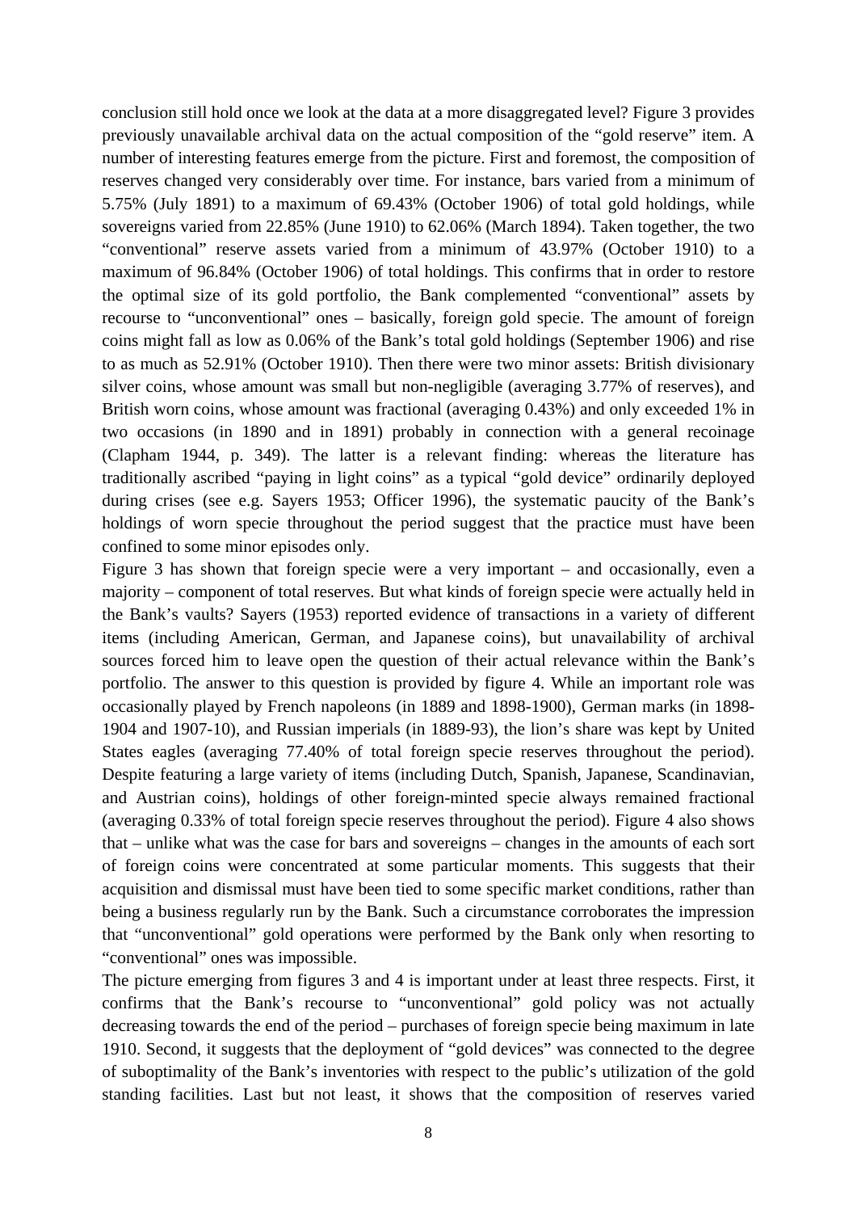conclusion still hold once we look at the data at a more disaggregated level? Figure 3 provides previously unavailable archival data on the actual composition of the "gold reserve" item. A number of interesting features emerge from the picture. First and foremost, the composition of reserves changed very considerably over time. For instance, bars varied from a minimum of 5.75% (July 1891) to a maximum of 69.43% (October 1906) of total gold holdings, while sovereigns varied from 22.85% (June 1910) to 62.06% (March 1894). Taken together, the two "conventional" reserve assets varied from a minimum of 43.97% (October 1910) to a maximum of 96.84% (October 1906) of total holdings. This confirms that in order to restore the optimal size of its gold portfolio, the Bank complemented "conventional" assets by recourse to "unconventional" ones – basically, foreign gold specie. The amount of foreign coins might fall as low as 0.06% of the Bank's total gold holdings (September 1906) and rise to as much as 52.91% (October 1910). Then there were two minor assets: British divisionary silver coins, whose amount was small but non-negligible (averaging 3.77% of reserves), and British worn coins, whose amount was fractional (averaging 0.43%) and only exceeded 1% in two occasions (in 1890 and in 1891) probably in connection with a general recoinage (Clapham 1944, p. 349). The latter is a relevant finding: whereas the literature has traditionally ascribed "paying in light coins" as a typical "gold device" ordinarily deployed during crises (see e.g. Sayers 1953; Officer 1996), the systematic paucity of the Bank's holdings of worn specie throughout the period suggest that the practice must have been confined to some minor episodes only.

Figure 3 has shown that foreign specie were a very important – and occasionally, even a majority – component of total reserves. But what kinds of foreign specie were actually held in the Bank's vaults? Sayers (1953) reported evidence of transactions in a variety of different items (including American, German, and Japanese coins), but unavailability of archival sources forced him to leave open the question of their actual relevance within the Bank's portfolio. The answer to this question is provided by figure 4. While an important role was occasionally played by French napoleons (in 1889 and 1898-1900), German marks (in 1898-1904 and 1907-10), and Russian imperials (in 1889-93), the lion's share was kept by United States eagles (averaging 77.40% of total foreign specie reserves throughout the period). Despite featuring a large variety of items (including Dutch, Spanish, Japanese, Scandinavian, and Austrian coins), holdings of other foreign-minted specie always remained fractional (averaging 0.33% of total foreign specie reserves throughout the period). Figure 4 also shows that – unlike what was the case for bars and sovereigns – changes in the amounts of each sort of foreign coins were concentrated at some particular moments. This suggests that their acquisition and dismissal must have been tied to some specific market conditions, rather than being a business regularly run by the Bank. Such a circumstance corroborates the impression that "unconventional" gold operations were performed by the Bank only when resorting to "conventional" ones was impossible.

The picture emerging from figures 3 and 4 is important under at least three respects. First, it confirms that the Bank's recourse to "unconventional" gold policy was not actually decreasing towards the end of the period – purchases of foreign specie being maximum in late 1910. Second, it suggests that the deployment of "gold devices" was connected to the degree of suboptimality of the Bank's inventories with respect to the public's utilization of the gold standing facilities. Last but not least, it shows that the composition of reserves varied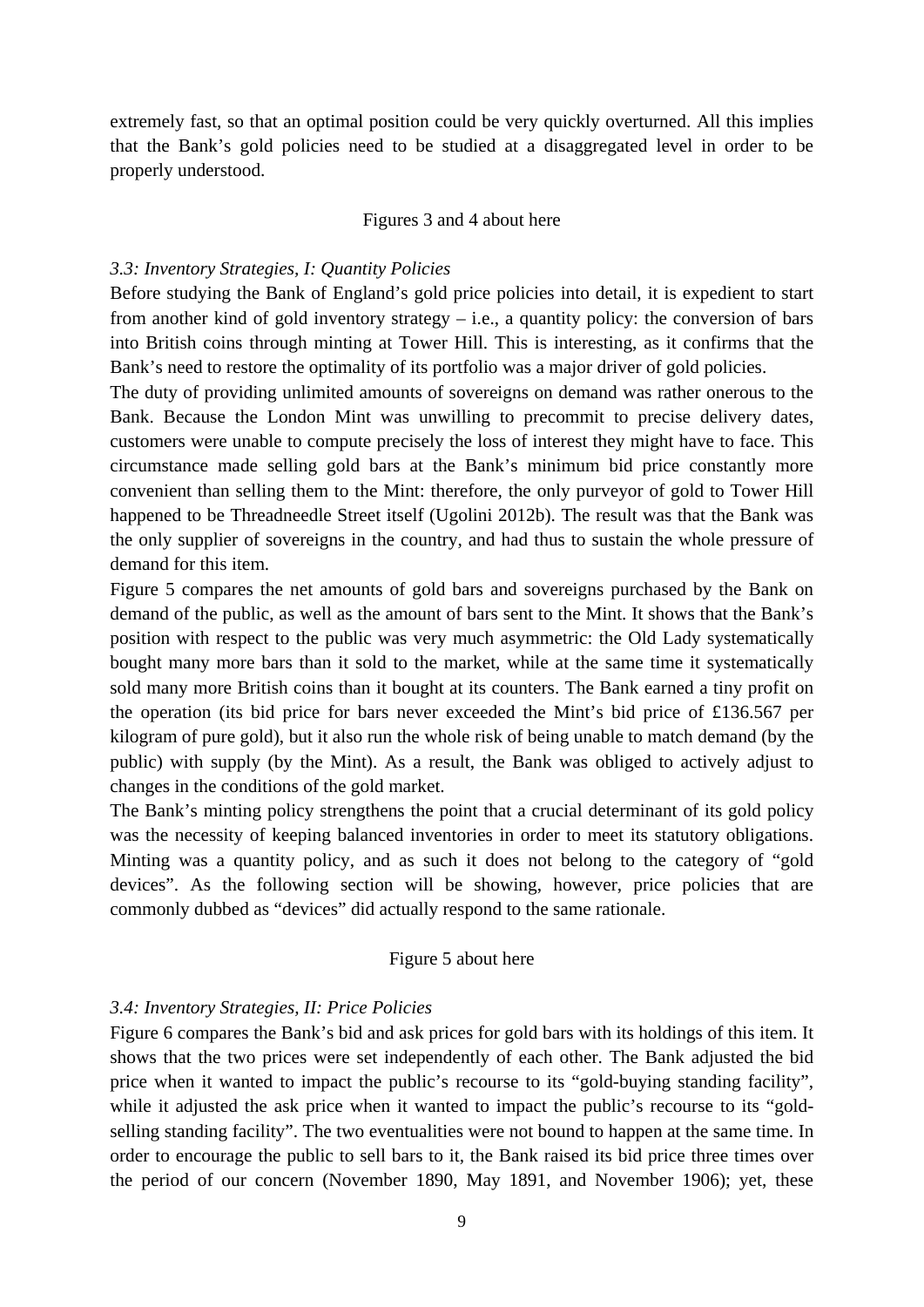extremely fast, so that an optimal position could be very quickly overturned. All this implies that the Bank's gold policies need to be studied at a disaggregated level in order to be properly understood.

Figures 3 and 4 about here

### *3.3: Inventory Strategies, I: Quantity Policies*

Before studying the Bank of England's gold price policies into detail, it is expedient to start from another kind of gold inventory strategy – i.e., a quantity policy: the conversion of bars into British coins through minting at Tower Hill. This is interesting, as it confirms that the Bank's need to restore the optimality of its portfolio was a major driver of gold policies.

The duty of providing unlimited amounts of sovereigns on demand was rather onerous to the Bank. Because the London Mint was unwilling to precommit to precise delivery dates, customers were unable to compute precisely the loss of interest they might have to face. This circumstance made selling gold bars at the Bank's minimum bid price constantly more convenient than selling them to the Mint: therefore, the only purveyor of gold to Tower Hill happened to be Threadneedle Street itself (Ugolini 2012b). The result was that the Bank was the only supplier of sovereigns in the country, and had thus to sustain the whole pressure of demand for this item.

Figure 5 compares the net amounts of gold bars and sovereigns purchased by the Bank on demand of the public, as well as the amount of bars sent to the Mint. It shows that the Bank's position with respect to the public was very much asymmetric: the Old Lady systematically bought many more bars than it sold to the market, while at the same time it systematically sold many more British coins than it bought at its counters. The Bank earned a tiny profit on the operation (its bid price for bars never exceeded the Mint's bid price of £136.567 per kilogram of pure gold), but it also run the whole risk of being unable to match demand (by the public) with supply (by the Mint). As a result, the Bank was obliged to actively adjust to changes in the conditions of the gold market.

The Bank's minting policy strengthens the point that a crucial determinant of its gold policy was the necessity of keeping balanced inventories in order to meet its statutory obligations. Minting was a quantity policy, and as such it does not belong to the category of "gold devices". As the following section will be showing, however, price policies that are commonly dubbed as "devices" did actually respond to the same rationale.

Figure 5 about here

### *3.4: Inventory Strategies, II: Price Policies*

Figure 6 compares the Bank's bid and ask prices for gold bars with its holdings of this item. It shows that the two prices were set independently of each other. The Bank adjusted the bid price when it wanted to impact the public's recourse to its "gold-buying standing facility", while it adjusted the ask price when it wanted to impact the public's recourse to its "gold-selling standing facility". The two eventualities were not bound to happen at the same time. In order to encourage the public to sell bars to it, the Bank raised its bid price three times over the period of our concern (November 1890, May 1891, and November 1906); yet, these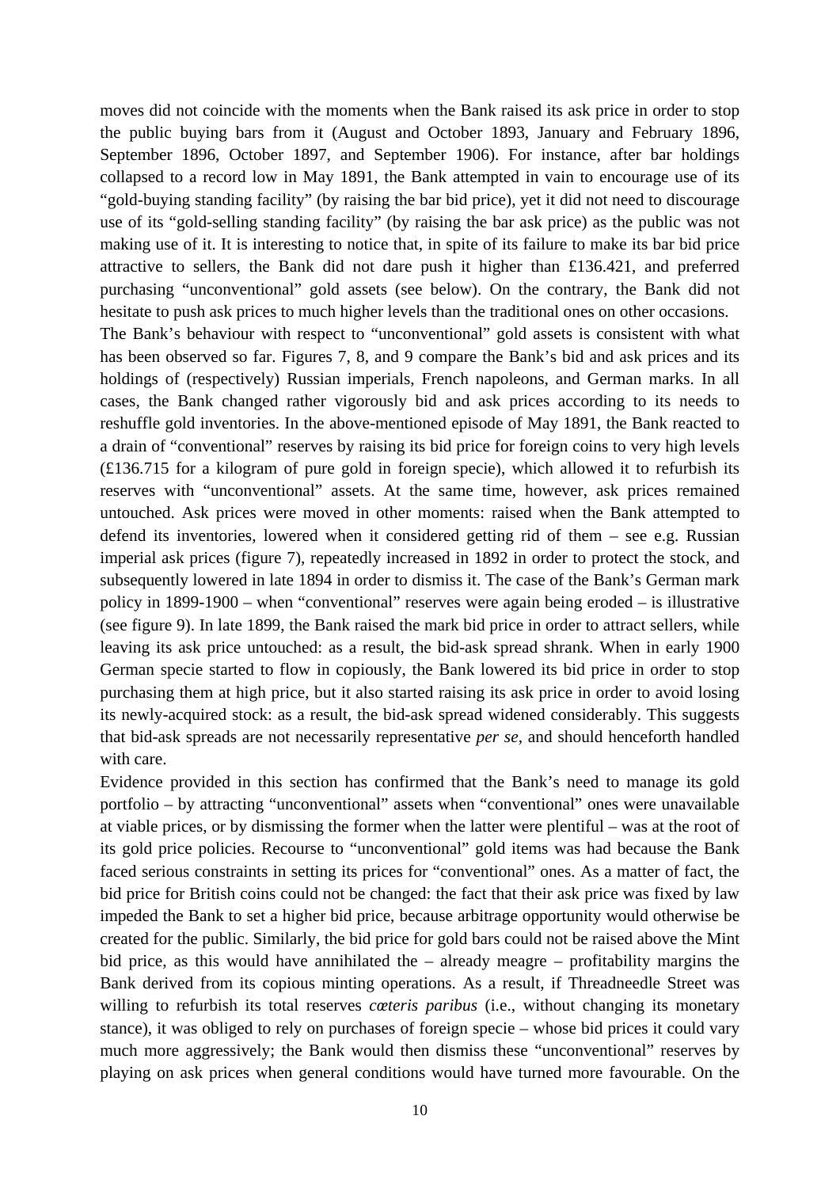moves did not coincide with the moments when the Bank raised its ask price in order to stop the public buying bars from it (August and October 1893, January and February 1896, September 1896, October 1897, and September 1906). For instance, after bar holdings collapsed to a record low in May 1891, the Bank attempted in vain to encourage use of its "gold-buying standing facility" (by raising the bar bid price), yet it did not need to discourage use of its "gold-selling standing facility" (by raising the bar ask price) as the public was not making use of it. It is interesting to notice that, in spite of its failure to make its bar bid price attractive to sellers, the Bank did not dare push it higher than £136.421, and preferred purchasing "unconventional" gold assets (see below). On the contrary, the Bank did not hesitate to push ask prices to much higher levels than the traditional ones on other occasions.

The Bank's behaviour with respect to "unconventional" gold assets is consistent with what has been observed so far. Figures 7, 8, and 9 compare the Bank's bid and ask prices and its holdings of (respectively) Russian imperials, French napoleons, and German marks. In all cases, the Bank changed rather vigorously bid and ask prices according to its needs to reshuffle gold inventories. In the above-mentioned episode of May 1891, the Bank reacted to a drain of "conventional" reserves by raising its bid price for foreign coins to very high levels (£136.715 for a kilogram of pure gold in foreign specie), which allowed it to refurbish its reserves with "unconventional" assets. At the same time, however, ask prices remained untouched. Ask prices were moved in other moments: raised when the Bank attempted to defend its inventories, lowered when it considered getting rid of them – see e.g. Russian imperial ask prices (figure 7), repeatedly increased in 1892 in order to protect the stock, and subsequently lowered in late 1894 in order to dismiss it. The case of the Bank's German mark policy in 1899-1900 – when "conventional" reserves were again being eroded – is illustrative (see figure 9). In late 1899, the Bank raised the mark bid price in order to attract sellers, while leaving its ask price untouched: as a result, the bid-ask spread shrank. When in early 1900 German specie started to flow in copiously, the Bank lowered its bid price in order to stop purchasing them at high price, but it also started raising its ask price in order to avoid losing its newly-acquired stock: as a result, the bid-ask spread widened considerably. This suggests that bid-ask spreads are not necessarily representative *per se*, and should henceforth handled with care.

Evidence provided in this section has confirmed that the Bank's need to manage its gold portfolio – by attracting "unconventional" assets when "conventional" ones were unavailable at viable prices, or by dismissing the former when the latter were plentiful – was at the root of its gold price policies. Recourse to "unconventional" gold items was had because the Bank faced serious constraints in setting its prices for "conventional" ones. As a matter of fact, the bid price for British coins could not be changed: the fact that their ask price was fixed by law impeded the Bank to set a higher bid price, because arbitrage opportunity would otherwise be created for the public. Similarly, the bid price for gold bars could not be raised above the Mint bid price, as this would have annihilated the – already meagre – profitability margins the Bank derived from its copious minting operations. As a result, if Threadneedle Street was willing to refurbish its total reserves *cæteris paribus* (i.e., without changing its monetary stance), it was obliged to rely on purchases of foreign specie – whose bid prices it could vary much more aggressively; the Bank would then dismiss these "unconventional" reserves by playing on ask prices when general conditions would have turned more favourable. On the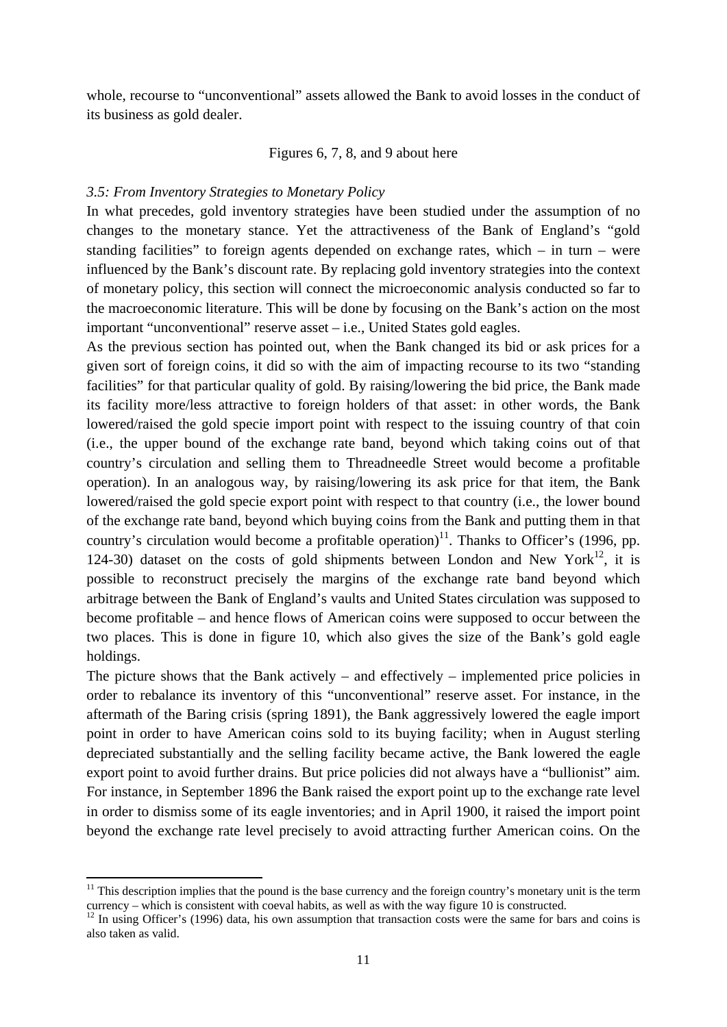whole, recourse to "unconventional" assets allowed the Bank to avoid losses in the conduct of its business as gold dealer.

Figures 6, 7, 8, and 9 about here

### *3.5: From Inventory Strategies to Monetary Policy*

In what precedes, gold inventory strategies have been studied under the assumption of no changes to the monetary stance. Yet the attractiveness of the Bank of England's "gold standing facilities" to foreign agents depended on exchange rates, which – in turn – were influenced by the Bank's discount rate. By replacing gold inventory strategies into the context of monetary policy, this section will connect the microeconomic analysis conducted so far to the macroeconomic literature. This will be done by focusing on the Bank's action on the most important "unconventional" reserve asset – i.e., United States gold eagles.

As the previous section has pointed out, when the Bank changed its bid or ask prices for a given sort of foreign coins, it did so with the aim of impacting recourse to its two "standing facilities" for that particular quality of gold. By raising/lowering the bid price, the Bank made its facility more/less attractive to foreign holders of that asset: in other words, the Bank lowered/raised the gold specie import point with respect to the issuing country of that coin (i.e., the upper bound of the exchange rate band, beyond which taking coins out of that country's circulation and selling them to Threadneedle Street would become a profitable operation). In an analogous way, by raising/lowering its ask price for that item, the Bank lowered/raised the gold specie export point with respect to that country (i.e., the lower bound of the exchange rate band, beyond which buying coins from the Bank and putting them in that country's circulation would become a profitable operation)[11]. Thanks to Officer's (1996, pp. 124-30) dataset on the costs of gold shipments between London and New York[12], it is possible to reconstruct precisely the margins of the exchange rate band beyond which arbitrage between the Bank of England's vaults and United States circulation was supposed to become profitable – and hence flows of American coins were supposed to occur between the two places. This is done in figure 10, which also gives the size of the Bank's gold eagle holdings.

The picture shows that the Bank actively – and effectively – implemented price policies in order to rebalance its inventory of this "unconventional" reserve asset. For instance, in the aftermath of the Baring crisis (spring 1891), the Bank aggressively lowered the eagle import point in order to have American coins sold to its buying facility; when in August sterling depreciated substantially and the selling facility became active, the Bank lowered the eagle export point to avoid further drains. But price policies did not always have a "bullionist" aim. For instance, in September 1896 the Bank raised the export point up to the exchange rate level in order to dismiss some of its eagle inventories; and in April 1900, it raised the import point beyond the exchange rate level precisely to avoid attracting further American coins. On the

[11] This description implies that the pound is the base currency and the foreign country's monetary unit is the term currency – which is consistent with coeval habits, as well as with the way figure 10 is constructed.

[12] In using Officer's (1996) data, his own assumption that transaction costs were the same for bars and coins is also taken as valid.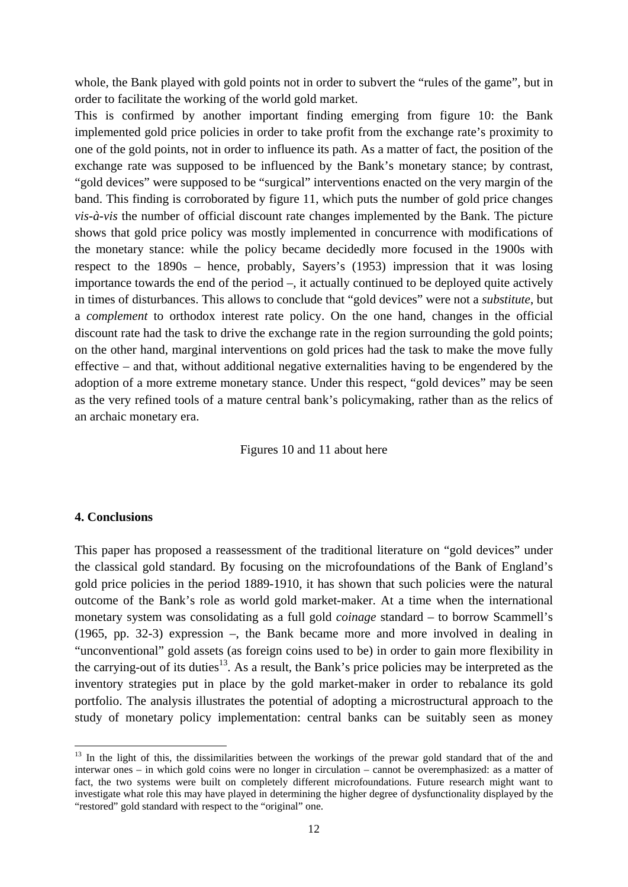whole, the Bank played with gold points not in order to subvert the "rules of the game", but in order to facilitate the working of the world gold market.

This is confirmed by another important finding emerging from figure 10: the Bank implemented gold price policies in order to take profit from the exchange rate's proximity to one of the gold points, not in order to influence its path. As a matter of fact, the position of the exchange rate was supposed to be influenced by the Bank's monetary stance; by contrast, "gold devices" were supposed to be "surgical" interventions enacted on the very margin of the band. This finding is corroborated by figure 11, which puts the number of gold price changes *vis-à-vis* the number of official discount rate changes implemented by the Bank. The picture shows that gold price policy was mostly implemented in concurrence with modifications of the monetary stance: while the policy became decidedly more focused in the 1900s with respect to the 1890s – hence, probably, Sayers's (1953) impression that it was losing importance towards the end of the period –, it actually continued to be deployed quite actively in times of disturbances. This allows to conclude that "gold devices" were not a *substitute*, but a *complement* to orthodox interest rate policy. On the one hand, changes in the official discount rate had the task to drive the exchange rate in the region surrounding the gold points; on the other hand, marginal interventions on gold prices had the task to make the move fully effective – and that, without additional negative externalities having to be engendered by the adoption of a more extreme monetary stance. Under this respect, "gold devices" may be seen as the very refined tools of a mature central bank's policymaking, rather than as the relics of an archaic monetary era.

Figures 10 and 11 about here

## 4. Conclusions

This paper has proposed a reassessment of the traditional literature on "gold devices" under the classical gold standard. By focusing on the microfoundations of the Bank of England's gold price policies in the period 1889-1910, it has shown that such policies were the natural outcome of the Bank's role as world gold market-maker. At a time when the international monetary system was consolidating as a full gold *coinage* standard – to borrow Scammell's (1965, pp. 32-3) expression –, the Bank became more and more involved in dealing in "unconventional" gold assets (as foreign coins used to be) in order to gain more flexibility in the carrying-out of its duties[13]. As a result, the Bank's price policies may be interpreted as the inventory strategies put in place by the gold market-maker in order to rebalance its gold portfolio. The analysis illustrates the potential of adopting a microstructural approach to the study of monetary policy implementation: central banks can be suitably seen as money

[13] In the light of this, the dissimilarities between the workings of the prewar gold standard that of the and interwar ones – in which gold coins were no longer in circulation – cannot be overemphasized: as a matter of fact, the two systems were built on completely different microfoundations. Future research might want to investigate what role this may have played in determining the higher degree of dysfunctionality displayed by the "restored" gold standard with respect to the "original" one.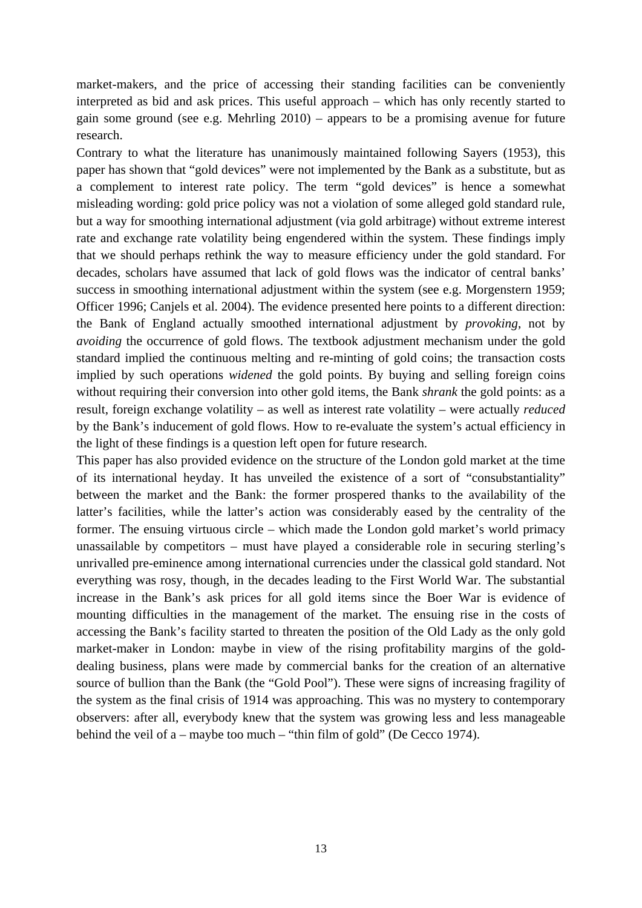market-makers, and the price of accessing their standing facilities can be conveniently interpreted as bid and ask prices. This useful approach – which has only recently started to gain some ground (see e.g. Mehrling 2010) – appears to be a promising avenue for future research.

Contrary to what the literature has unanimously maintained following Sayers (1953), this paper has shown that "gold devices" were not implemented by the Bank as a substitute, but as a complement to interest rate policy. The term "gold devices" is hence a somewhat misleading wording: gold price policy was not a violation of some alleged gold standard rule, but a way for smoothing international adjustment (via gold arbitrage) without extreme interest rate and exchange rate volatility being engendered within the system. These findings imply that we should perhaps rethink the way to measure efficiency under the gold standard. For decades, scholars have assumed that lack of gold flows was the indicator of central banks' success in smoothing international adjustment within the system (see e.g. Morgenstern 1959; Officer 1996; Canjels et al. 2004). The evidence presented here points to a different direction: the Bank of England actually smoothed international adjustment by *provoking*, not by *avoiding* the occurrence of gold flows. The textbook adjustment mechanism under the gold standard implied the continuous melting and re-minting of gold coins; the transaction costs implied by such operations *widened* the gold points. By buying and selling foreign coins without requiring their conversion into other gold items, the Bank *shrank* the gold points: as a result, foreign exchange volatility – as well as interest rate volatility – were actually *reduced* by the Bank's inducement of gold flows. How to re-evaluate the system's actual efficiency in the light of these findings is a question left open for future research.

This paper has also provided evidence on the structure of the London gold market at the time of its international heyday. It has unveiled the existence of a sort of "consubstantiality" between the market and the Bank: the former prospered thanks to the availability of the latter's facilities, while the latter's action was considerably eased by the centrality of the former. The ensuing virtuous circle – which made the London gold market's world primacy unassailable by competitors – must have played a considerable role in securing sterling's unrivalled pre-eminence among international currencies under the classical gold standard. Not everything was rosy, though, in the decades leading to the First World War. The substantial increase in the Bank's ask prices for all gold items since the Boer War is evidence of mounting difficulties in the management of the market. The ensuing rise in the costs of accessing the Bank's facility started to threaten the position of the Old Lady as the only gold market-maker in London: maybe in view of the rising profitability margins of the gold-dealing business, plans were made by commercial banks for the creation of an alternative source of bullion than the Bank (the "Gold Pool"). These were signs of increasing fragility of the system as the final crisis of 1914 was approaching. This was no mystery to contemporary observers: after all, everybody knew that the system was growing less and less manageable behind the veil of a – maybe too much – "thin film of gold" (De Cecco 1974).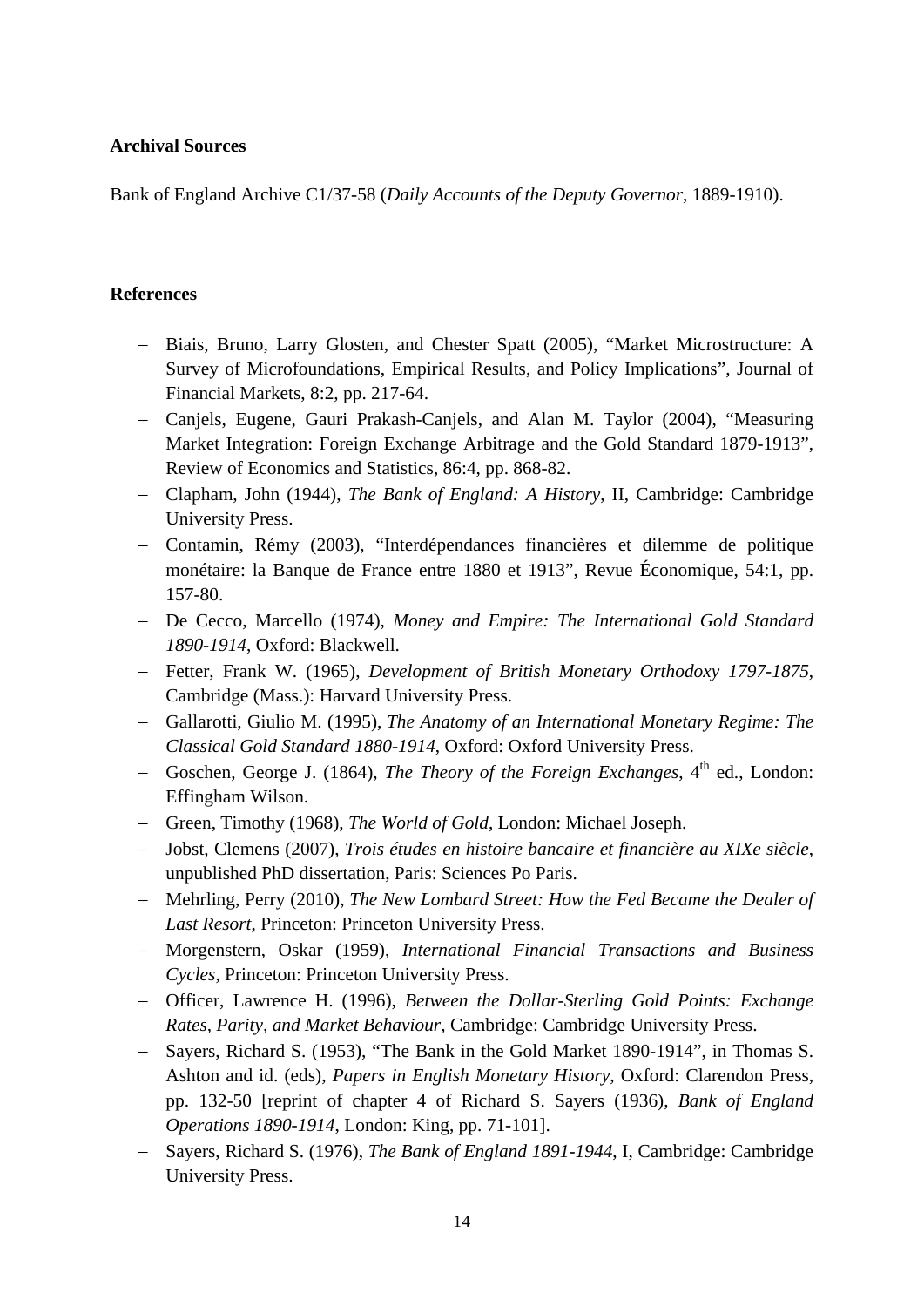**Archival Sources**

Bank of England Archive C1/37-58 (*Daily Accounts of the Deputy Governor*, 1889-1910).

**References**

- Biais, Bruno, Larry Glosten, and Chester Spatt (2005), "Market Microstructure: A Survey of Microfoundations, Empirical Results, and Policy Implications", Journal of Financial Markets, 8:2, pp. 217-64.
- Canjels, Eugene, Gauri Prakash-Canjels, and Alan M. Taylor (2004), "Measuring Market Integration: Foreign Exchange Arbitrage and the Gold Standard 1879-1913", Review of Economics and Statistics, 86:4, pp. 868-82.
- Clapham, John (1944), *The Bank of England: A History*, II, Cambridge: Cambridge University Press.
- Contamin, Rémy (2003), "Interdépendances financières et dilemme de politique monétaire: la Banque de France entre 1880 et 1913", Revue Économique, 54:1, pp. 157-80.
- De Cecco, Marcello (1974), *Money and Empire: The International Gold Standard 1890-1914*, Oxford: Blackwell.
- Fetter, Frank W. (1965), *Development of British Monetary Orthodoxy 1797-1875*, Cambridge (Mass.): Harvard University Press.
- Gallarotti, Giulio M. (1995), *The Anatomy of an International Monetary Regime: The Classical Gold Standard 1880-1914*, Oxford: Oxford University Press.
- Goschen, George J. (1864), *The Theory of the Foreign Exchanges*, 4th ed., London: Effingham Wilson.
- Green, Timothy (1968), *The World of Gold*, London: Michael Joseph.
- Jobst, Clemens (2007), *Trois études en histoire bancaire et financière au XIXe siècle*, unpublished PhD dissertation, Paris: Sciences Po Paris.
- Mehrling, Perry (2010), *The New Lombard Street: How the Fed Became the Dealer of Last Resort*, Princeton: Princeton University Press.
- Morgenstern, Oskar (1959), *International Financial Transactions and Business Cycles*, Princeton: Princeton University Press.
- Officer, Lawrence H. (1996), *Between the Dollar-Sterling Gold Points: Exchange Rates, Parity, and Market Behaviour*, Cambridge: Cambridge University Press.
- Sayers, Richard S. (1953), "The Bank in the Gold Market 1890-1914", in Thomas S. Ashton and id. (eds), *Papers in English Monetary History*, Oxford: Clarendon Press, pp. 132-50 [reprint of chapter 4 of Richard S. Sayers (1936), *Bank of England Operations 1890-1914*, London: King, pp. 71-101].
- Sayers, Richard S. (1976), *The Bank of England 1891-1944*, I, Cambridge: Cambridge University Press.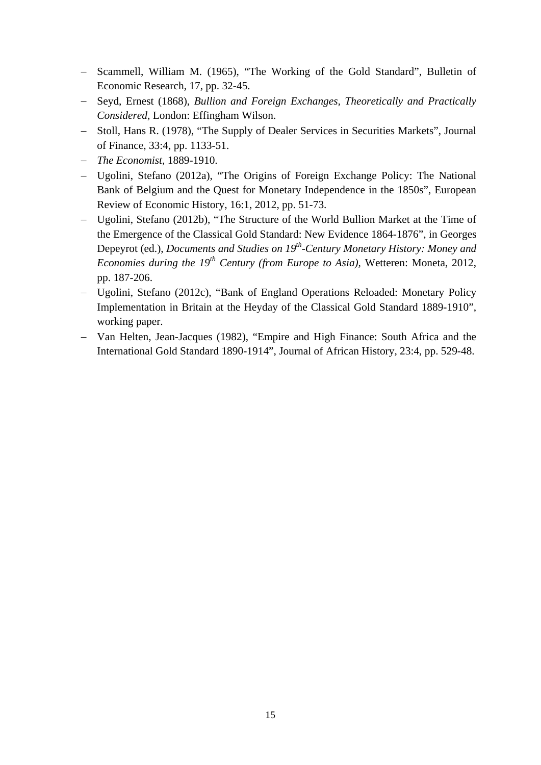- Scammell, William M. (1965), "The Working of the Gold Standard", Bulletin of Economic Research, 17, pp. 32-45.
- Seyd, Ernest (1868), *Bullion and Foreign Exchanges, Theoretically and Practically Considered*, London: Effingham Wilson.
- Stoll, Hans R. (1978), "The Supply of Dealer Services in Securities Markets", Journal of Finance, 33:4, pp. 1133-51.
- *The Economist*, 1889-1910.
- Ugolini, Stefano (2012a), "The Origins of Foreign Exchange Policy: The National Bank of Belgium and the Quest for Monetary Independence in the 1850s", European Review of Economic History, 16:1, 2012, pp. 51-73.
- Ugolini, Stefano (2012b), "The Structure of the World Bullion Market at the Time of the Emergence of the Classical Gold Standard: New Evidence 1864-1876", in Georges Depeyrot (ed.), *Documents and Studies on 19th-Century Monetary History: Money and Economies during the 19th Century (from Europe to Asia)*, Wetteren: Moneta, 2012, pp. 187-206.
- Ugolini, Stefano (2012c), "Bank of England Operations Reloaded: Monetary Policy Implementation in Britain at the Heyday of the Classical Gold Standard 1889-1910", working paper.
- Van Helten, Jean-Jacques (1982), "Empire and High Finance: South Africa and the International Gold Standard 1890-1914", Journal of African History, 23:4, pp. 529-48.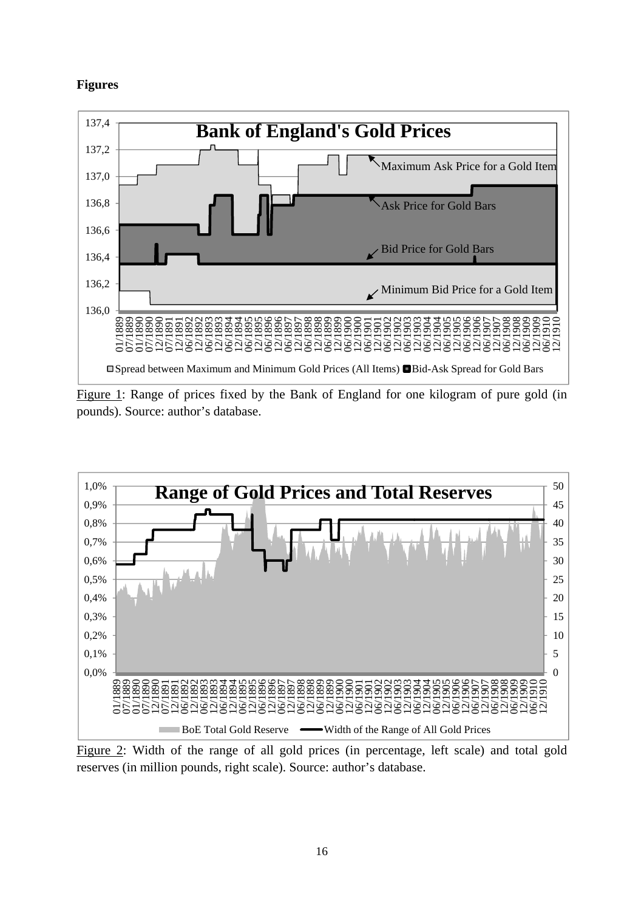**Figures**

Figure 1: Range of prices fixed by the Bank of England for one kilogram of pure gold (in pounds). Source: author's database.

Figure 2: Width of the range of all gold prices (in percentage, left scale) and total gold reserves (in million pounds, right scale). Source: author's database.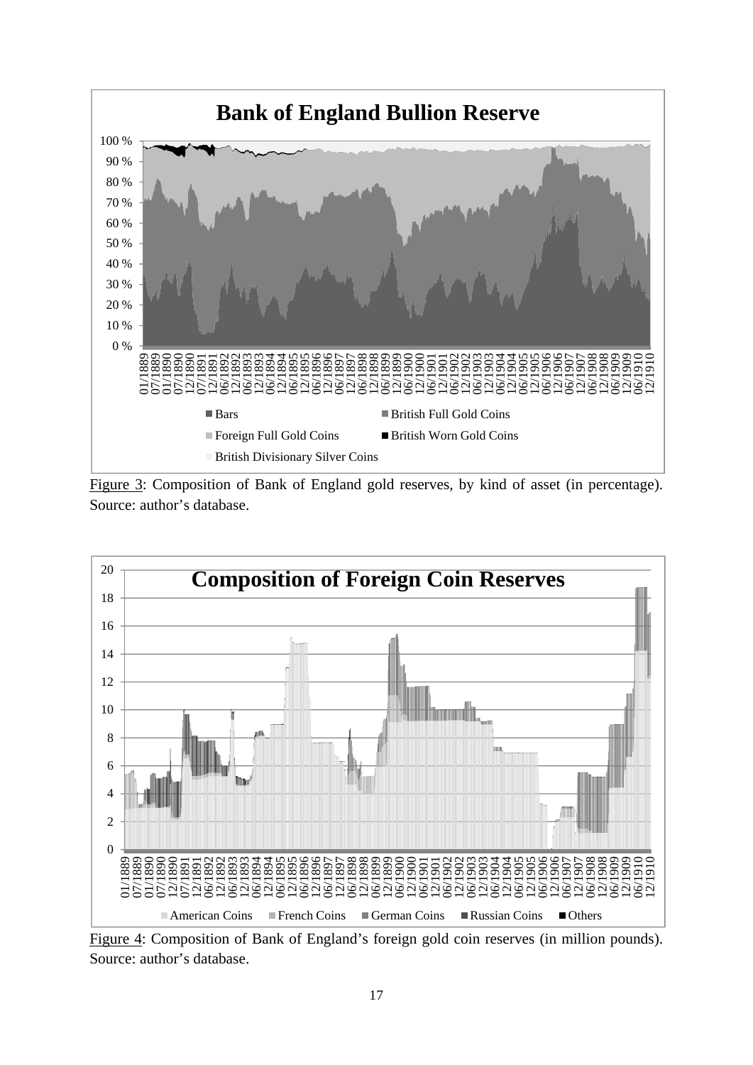Figure 3: Composition of Bank of England gold reserves, by kind of asset (in percentage). Source: author's database.

Figure 4: Composition of Bank of England's foreign gold coin reserves (in million pounds). Source: author's database.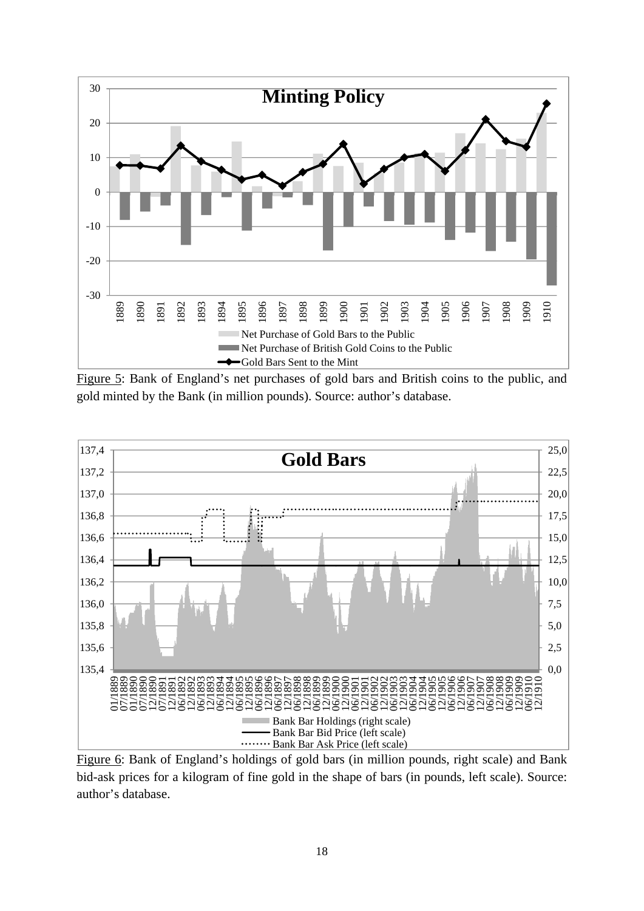Figure 5: Bank of England's net purchases of gold bars and British coins to the public, and gold minted by the Bank (in million pounds). Source: author's database.

Figure 6: Bank of England's holdings of gold bars (in million pounds, right scale) and Bank bid-ask prices for a kilogram of fine gold in the shape of bars (in pounds, left scale). Source: author's database.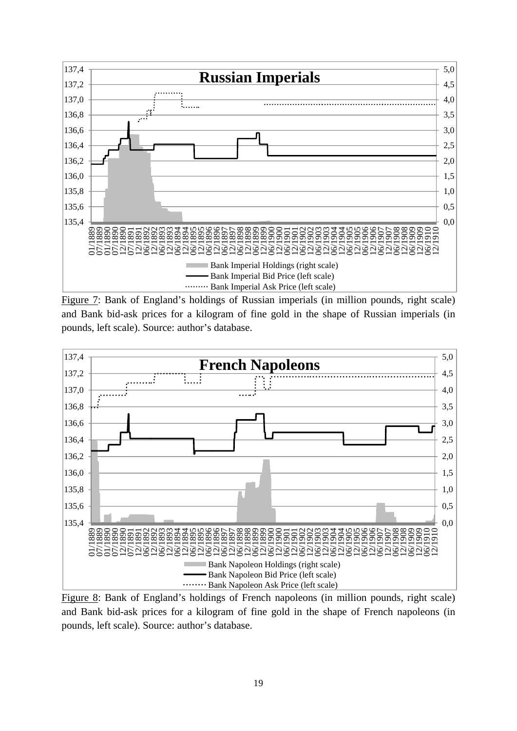Figure 7: Bank of England's holdings of Russian imperials (in million pounds, right scale) and Bank bid-ask prices for a kilogram of fine gold in the shape of Russian imperials (in pounds, left scale). Source: author's database.

Figure 8: Bank of England's holdings of French napoleons (in million pounds, right scale) and Bank bid-ask prices for a kilogram of fine gold in the shape of French napoleons (in pounds, left scale). Source: author's database.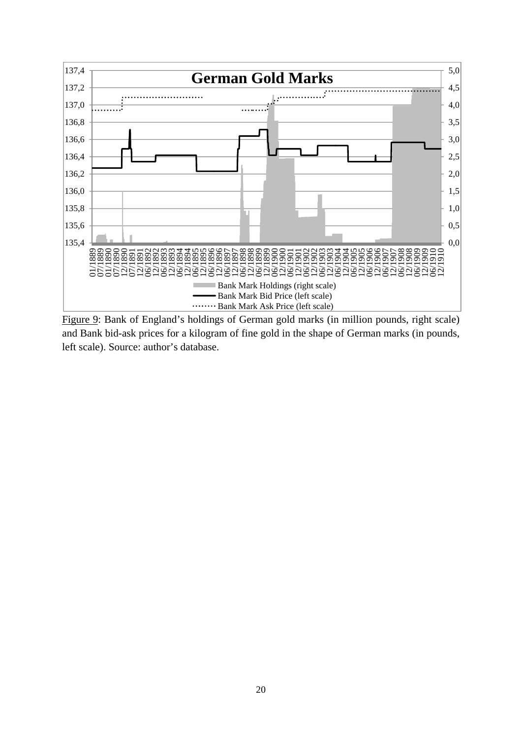Figure 9: Bank of England's holdings of German gold marks (in million pounds, right scale) and Bank bid-ask prices for a kilogram of fine gold in the shape of German marks (in pounds, left scale). Source: author's database.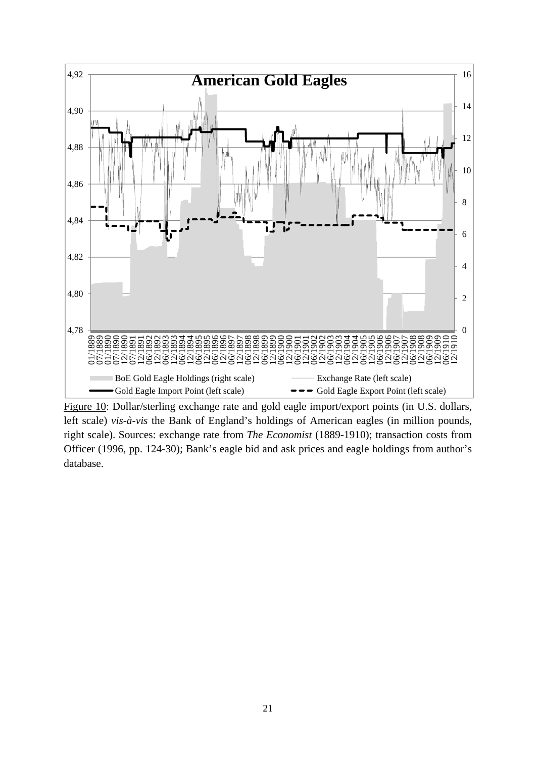Figure 10: Dollar/sterling exchange rate and gold eagle import/export points (in U.S. dollars, left scale) *vis-à-vis* the Bank of England's holdings of American eagles (in million pounds, right scale). Sources: exchange rate from *The Economist* (1889-1910); transaction costs from Officer (1996, pp. 124-30); Bank's eagle bid and ask prices and eagle holdings from author's database.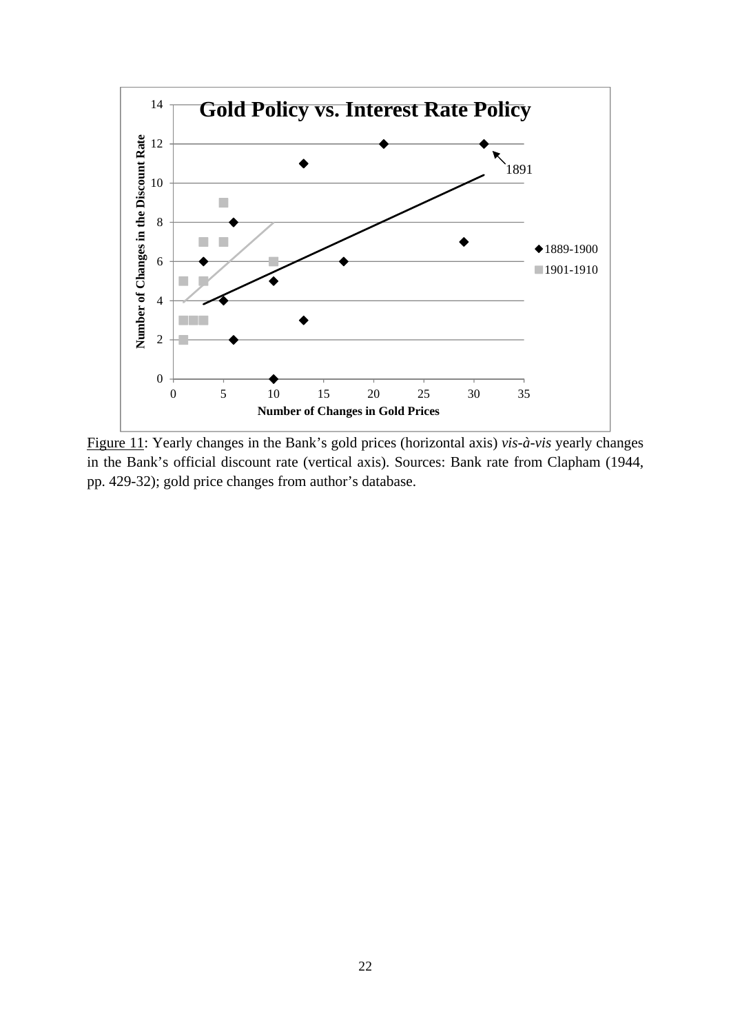Gold Policy vs. Interest Rate Policy

Number of Changes in the Discount Rate

14
12
10
8
6
4
2
0

0 5 10 15 20 25 30 35

Number of Changes in Gold Prices

1891

◆1889-1900
■1901-1910

Figure 11: Yearly changes in the Bank's gold prices (horizontal axis) *vis-à-vis* yearly changes in the Bank's official discount rate (vertical axis). Sources: Bank rate from Clapham (1944, pp. 429-32); gold price changes from author's database.